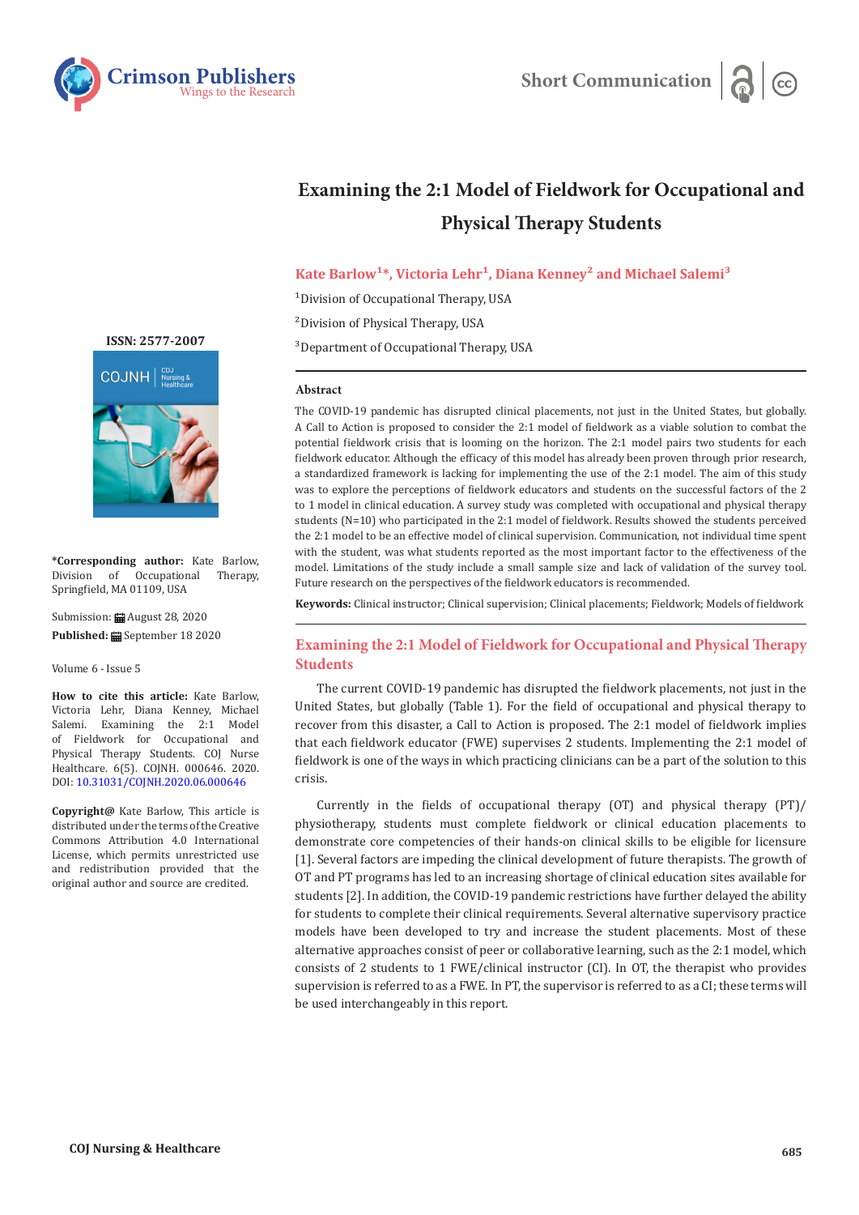# Examining the 2:1 Model of Fieldwork for Occupational and Physical Therapy Students

**Kate Barlow[1]*, Victoria Lehr[1], Diana Kenney[2] and Michael Salemi[3]**

[1]Division of Occupational Therapy, USA

[2]Division of Physical Therapy, USA

[3]Department of Occupational Therapy, USA

ISSN: 2577-2007

**\*Corresponding author:** Kate Barlow, Division of Occupational Therapy, Springfield, MA 01109, USA

Submission: August 28, 2020

**Published:** September 18 2020

Volume 6 - Issue 5

**How to cite this article:** Kate Barlow, Victoria Lehr, Diana Kenney, Michael Salemi. Examining the 2:1 Model of Fieldwork for Occupational and Physical Therapy Students. COJ Nurse Healthcare. 6(5). COJNH. 000646. 2020. DOI: 10.31031/COJNH.2020.06.000646

**Copyright@** Kate Barlow, This article is distributed under the terms of the Creative Commons Attribution 4.0 International License, which permits unrestricted use and redistribution provided that the original author and source are credited.

## Abstract

The COVID-19 pandemic has disrupted clinical placements, not just in the United States, but globally. A Call to Action is proposed to consider the 2:1 model of fieldwork as a viable solution to combat the potential fieldwork crisis that is looming on the horizon. The 2:1 model pairs two students for each fieldwork educator. Although the efficacy of this model has already been proven through prior research, a standardized framework is lacking for implementing the use of the 2:1 model. The aim of this study was to explore the perceptions of fieldwork educators and students on the successful factors of the 2 to 1 model in clinical education. A survey study was completed with occupational and physical therapy students (N=10) who participated in the 2:1 model of fieldwork. Results showed the students perceived the 2:1 model to be an effective model of clinical supervision. Communication, not individual time spent with the student, was what students reported as the most important factor to the effectiveness of the model. Limitations of the study include a small sample size and lack of validation of the survey tool. Future research on the perspectives of the fieldwork educators is recommended.

**Keywords:** Clinical instructor; Clinical supervision; Clinical placements; Fieldwork; Models of fieldwork

## Examining the 2:1 Model of Fieldwork for Occupational and Physical Therapy Students

The current COVID-19 pandemic has disrupted the fieldwork placements, not just in the United States, but globally (Table 1). For the field of occupational and physical therapy to recover from this disaster, a Call to Action is proposed. The 2:1 model of fieldwork implies that each fieldwork educator (FWE) supervises 2 students. Implementing the 2:1 model of fieldwork is one of the ways in which practicing clinicians can be a part of the solution to this crisis.

Currently in the fields of occupational therapy (OT) and physical therapy (PT)/ physiotherapy, students must complete fieldwork or clinical education placements to demonstrate core competencies of their hands-on clinical skills to be eligible for licensure [1]. Several factors are impeding the clinical development of future therapists. The growth of OT and PT programs has led to an increasing shortage of clinical education sites available for students [2]. In addition, the COVID-19 pandemic restrictions have further delayed the ability for students to complete their clinical requirements. Several alternative supervisory practice models have been developed to try and increase the student placements. Most of these alternative approaches consist of peer or collaborative learning, such as the 2:1 model, which consists of 2 students to 1 FWE/clinical instructor (CI). In OT, the therapist who provides supervision is referred to as a FWE. In PT, the supervisor is referred to as a CI; these terms will be used interchangeably in this report.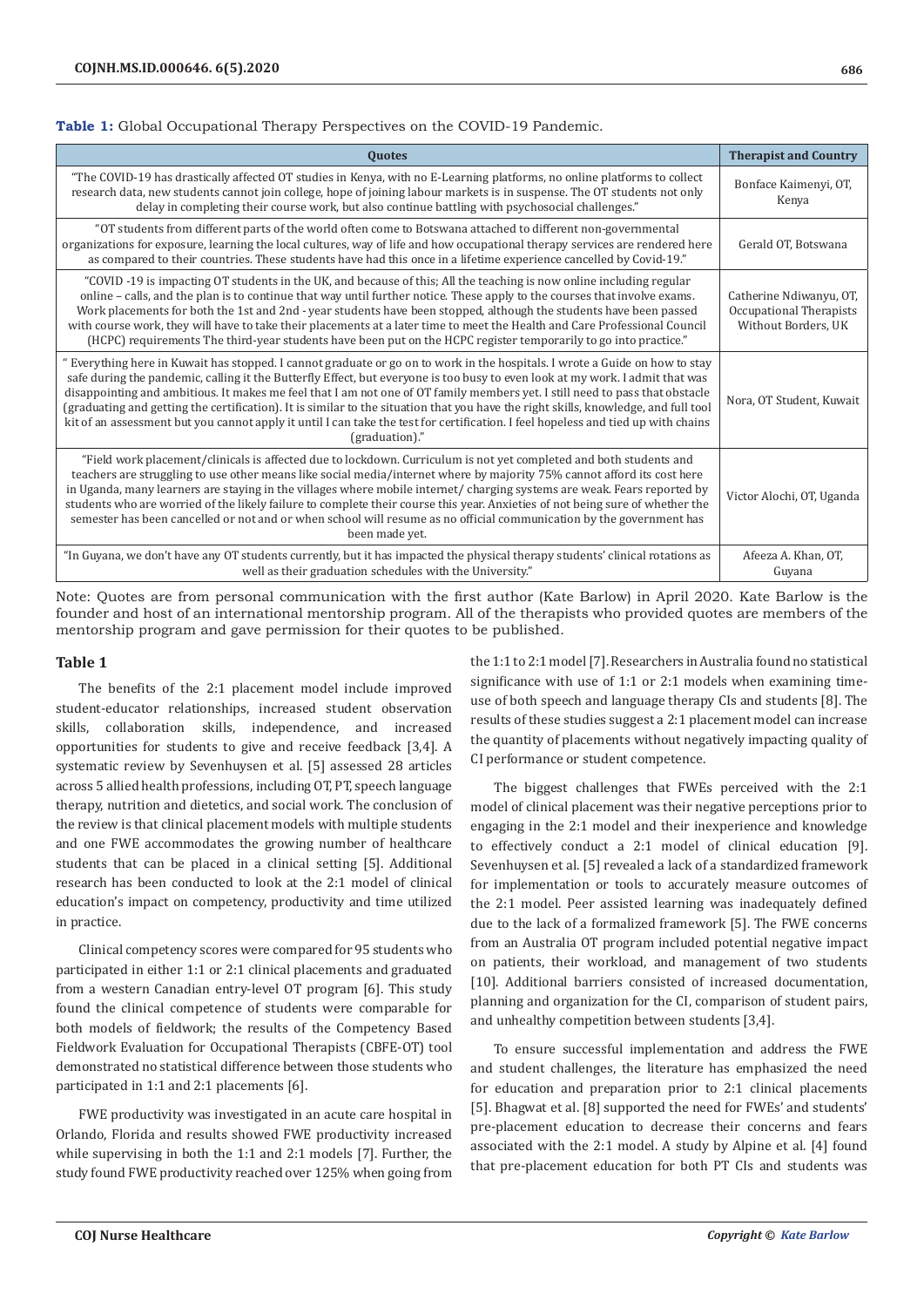**Table 1:** Global Occupational Therapy Perspectives on the COVID-19 Pandemic.

| Quotes | Therapist and Country |
|---|---|
| "The COVID-19 has drastically affected OT studies in Kenya, with no E-Learning platforms, no online platforms to collect research data, new students cannot join college, hope of joining labour markets is in suspense. The OT students not only delay in completing their course work, but also continue battling with psychosocial challenges." | Bonface Kaimenyi, OT, Kenya |
| "OT students from different parts of the world often come to Botswana attached to different non-governmental organizations for exposure, learning the local cultures, way of life and how occupational therapy services are rendered here as compared to their countries. These students have had this once in a lifetime experience cancelled by Covid-19." | Gerald OT, Botswana |
| "COVID -19 is impacting OT students in the UK, and because of this; All the teaching is now online including regular online – calls, and the plan is to continue that way until further notice. These apply to the courses that involve exams. Work placements for both the 1st and 2nd - year students have been stopped, although the students have been passed with course work, they will have to take their placements at a later time to meet the Health and Care Professional Council (HCPC) requirements The third-year students have been put on the HCPC register temporarily to go into practice." | Catherine Ndiwanyu, OT, Occupational Therapists Without Borders, UK |
| " Everything here in Kuwait has stopped. I cannot graduate or go on to work in the hospitals. I wrote a Guide on how to stay safe during the pandemic, calling it the Butterfly Effect, but everyone is too busy to even look at my work. I admit that was disappointing and ambitious. It makes me feel that I am not one of OT family members yet. I still need to pass that obstacle (graduating and getting the certification). It is similar to the situation that you have the right skills, knowledge, and full tool kit of an assessment but you cannot apply it until I can take the test for certification. I feel hopeless and tied up with chains (graduation)." | Nora, OT Student, Kuwait |
| "Field work placement/clinicals is affected due to lockdown. Curriculum is not yet completed and both students and teachers are struggling to use other means like social media/internet where by majority 75% cannot afford its cost here in Uganda, many learners are staying in the villages where mobile internet/ charging systems are weak. Fears reported by students who are worried of the likely failure to complete their course this year. Anxieties of not being sure of whether the semester has been cancelled or not and or when school will resume as no official communication by the government has been made yet. | Victor Alochi, OT, Uganda |
| "In Guyana, we don't have any OT students currently, but it has impacted the physical therapy students' clinical rotations as well as their graduation schedules with the University." | Afeeza A. Khan, OT, Guyana |

Note: Quotes are from personal communication with the first author (Kate Barlow) in April 2020. Kate Barlow is the founder and host of an international mentorship program. All of the therapists who provided quotes are members of the mentorship program and gave permission for their quotes to be published.

**Table 1**

The benefits of the 2:1 placement model include improved student-educator relationships, increased student observation skills, collaboration skills, independence, and increased opportunities for students to give and receive feedback [3,4]. A systematic review by Sevenhuysen et al. [5] assessed 28 articles across 5 allied health professions, including OT, PT, speech language therapy, nutrition and dietetics, and social work. The conclusion of the review is that clinical placement models with multiple students and one FWE accommodates the growing number of healthcare students that can be placed in a clinical setting [5]. Additional research has been conducted to look at the 2:1 model of clinical education's impact on competency, productivity and time utilized in practice.

Clinical competency scores were compared for 95 students who participated in either 1:1 or 2:1 clinical placements and graduated from a western Canadian entry-level OT program [6]. This study found the clinical competence of students were comparable for both models of fieldwork; the results of the Competency Based Fieldwork Evaluation for Occupational Therapists (CBFE-OT) tool demonstrated no statistical difference between those students who participated in 1:1 and 2:1 placements [6].

FWE productivity was investigated in an acute care hospital in Orlando, Florida and results showed FWE productivity increased while supervising in both the 1:1 and 2:1 models [7]. Further, the study found FWE productivity reached over 125% when going from the 1:1 to 2:1 model [7]. Researchers in Australia found no statistical significance with use of 1:1 or 2:1 models when examining time-use of both speech and language therapy CIs and students [8]. The results of these studies suggest a 2:1 placement model can increase the quantity of placements without negatively impacting quality of CI performance or student competence.

The biggest challenges that FWEs perceived with the 2:1 model of clinical placement was their negative perceptions prior to engaging in the 2:1 model and their inexperience and knowledge to effectively conduct a 2:1 model of clinical education [9]. Sevenhuysen et al. [5] revealed a lack of a standardized framework for implementation or tools to accurately measure outcomes of the 2:1 model. Peer assisted learning was inadequately defined due to the lack of a formalized framework [5]. The FWE concerns from an Australia OT program included potential negative impact on patients, their workload, and management of two students [10]. Additional barriers consisted of increased documentation, planning and organization for the CI, comparison of student pairs, and unhealthy competition between students [3,4].

To ensure successful implementation and address the FWE and student challenges, the literature has emphasized the need for education and preparation prior to 2:1 clinical placements [5]. Bhagwat et al. [8] supported the need for FWEs' and students' pre-placement education to decrease their concerns and fears associated with the 2:1 model. A study by Alpine et al. [4] found that pre-placement education for both PT CIs and students was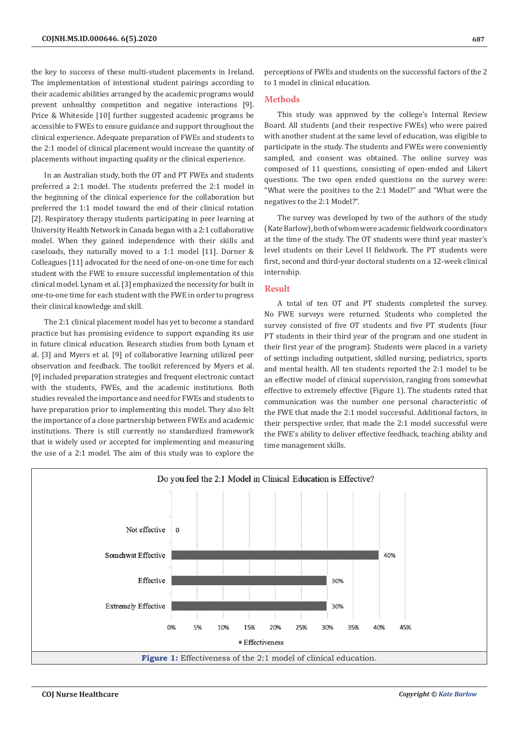the key to success of these multi-student placements in Ireland. The implementation of intentional student pairings according to their academic abilities arranged by the academic programs would prevent unhealthy competition and negative interactions [9]. Price & Whiteside [10] further suggested academic programs be accessible to FWEs to ensure guidance and support throughout the clinical experience. Adequate preparation of FWEs and students to the 2:1 model of clinical placement would increase the quantity of placements without impacting quality or the clinical experience.

In an Australian study, both the OT and PT FWEs and students preferred a 2:1 model. The students preferred the 2:1 model in the beginning of the clinical experience for the collaboration but preferred the 1:1 model toward the end of their clinical rotation [2]. Respiratory therapy students participating in peer learning at University Health Network in Canada began with a 2:1 collaborative model. When they gained independence with their skills and caseloads, they naturally moved to a 1:1 model [11]. Dorner & Colleagues [11] advocated for the need of one-on-one time for each student with the FWE to ensure successful implementation of this clinical model. Lynam et al. [3] emphasized the necessity for built in one-to-one time for each student with the FWE in order to progress their clinical knowledge and skill.

The 2:1 clinical placement model has yet to become a standard practice but has promising evidence to support expanding its use in future clinical education. Research studies from both Lynam et al. [3] and Myers et al. [9] of collaborative learning utilized peer observation and feedback. The toolkit referenced by Myers et al. [9] included preparation strategies and frequent electronic contact with the students, FWEs, and the academic institutions. Both studies revealed the importance and need for FWEs and students to have preparation prior to implementing this model. They also felt the importance of a close partnership between FWEs and academic institutions. There is still currently no standardized framework that is widely used or accepted for implementing and measuring the use of a 2:1 model. The aim of this study was to explore the perceptions of FWEs and students on the successful factors of the 2 to 1 model in clinical education.

## Methods

This study was approved by the college's Internal Review Board. All students (and their respective FWEs) who were paired with another student at the same level of education, was eligible to participate in the study. The students and FWEs were conveniently sampled, and consent was obtained. The online survey was composed of 11 questions, consisting of open-ended and Likert questions. The two open ended questions on the survey were: "What were the positives to the 2:1 Model?" and "What were the negatives to the 2:1 Model?".

The survey was developed by two of the authors of the study (Kate Barlow), both of whom were academic fieldwork coordinators at the time of the study. The OT students were third year master's level students on their Level II fieldwork. The PT students were first, second and third-year doctoral students on a 12-week clinical internship.

## Result

A total of ten OT and PT students completed the survey. No FWE surveys were returned. Students who completed the survey consisted of five OT students and five PT students (four PT students in their third year of the program and one student in their first year of the program). Students were placed in a variety of settings including outpatient, skilled nursing, pediatrics, sports and mental health. All ten students reported the 2:1 model to be an effective model of clinical supervision, ranging from somewhat effective to extremely effective (Figure 1). The students rated that communication was the number one personal characteristic of the FWE that made the 2:1 model successful. Additional factors, in their perspective order, that made the 2:1 model successful were the FWE's ability to deliver effective feedback, teaching ability and time management skills.

Do you feel the 2:1 Model in Clinical Education is Effective?

| Response | Effectiveness |
|---|---|
| Not effective | 0 |
| Somehwat Effective | 40% |
| Effective | 30% |
| Extremely Effective | 30% |

**Figure 1:** Effectiveness of the 2:1 model of clinical education.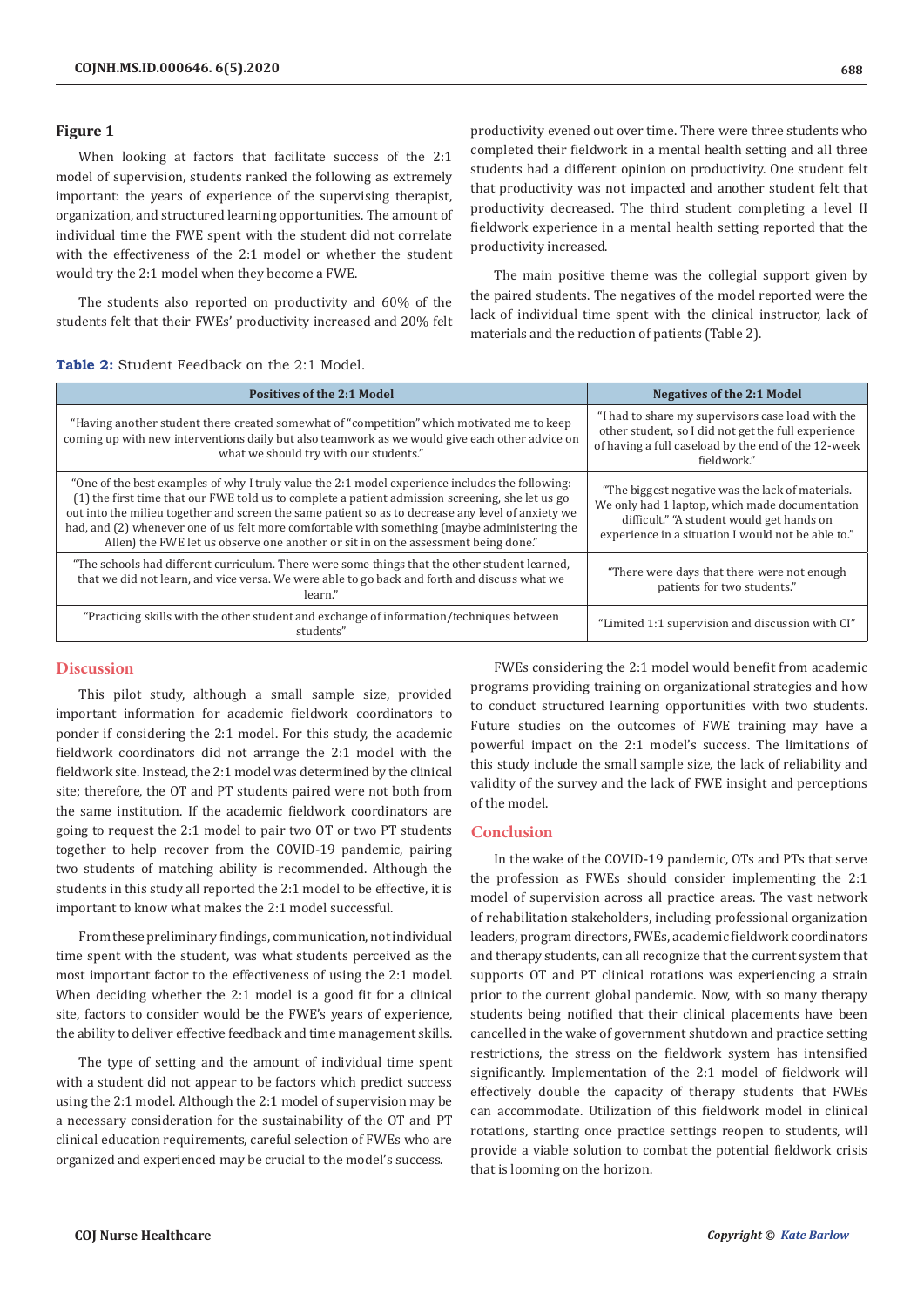### Figure 1

When looking at factors that facilitate success of the 2:1 model of supervision, students ranked the following as extremely important: the years of experience of the supervising therapist, organization, and structured learning opportunities. The amount of individual time the FWE spent with the student did not correlate with the effectiveness of the 2:1 model or whether the student would try the 2:1 model when they become a FWE.

The students also reported on productivity and 60% of the students felt that their FWEs' productivity increased and 20% felt productivity evened out over time. There were three students who completed their fieldwork in a mental health setting and all three students had a different opinion on productivity. One student felt that productivity was not impacted and another student felt that productivity decreased. The third student completing a level II fieldwork experience in a mental health setting reported that the productivity increased.

The main positive theme was the collegial support given by the paired students. The negatives of the model reported were the lack of individual time spent with the clinical instructor, lack of materials and the reduction of patients (Table 2).

**Table 2:** Student Feedback on the 2:1 Model.

| Positives of the 2:1 Model | Negatives of the 2:1 Model |
|---|---|
| "Having another student there created somewhat of "competition" which motivated me to keep coming up with new interventions daily but also teamwork as we would give each other advice on what we should try with our students." | "I had to share my supervisors case load with the other student, so I did not get the full experience of having a full caseload by the end of the 12-week fieldwork." |
| "One of the best examples of why I truly value the 2:1 model experience includes the following: (1) the first time that our FWE told us to complete a patient admission screening, she let us go out into the milieu together and screen the same patient so as to decrease any level of anxiety we had, and (2) whenever one of us felt more comfortable with something (maybe administering the Allen) the FWE let us observe one another or sit in on the assessment being done." | "The biggest negative was the lack of materials. We only had 1 laptop, which made documentation difficult." "A student would get hands on experience in a situation I would not be able to." |
| "The schools had different curriculum. There were some things that the other student learned, that we did not learn, and vice versa. We were able to go back and forth and discuss what we learn." | "There were days that there were not enough patients for two students." |
| "Practicing skills with the other student and exchange of information/techniques between students" | "Limited 1:1 supervision and discussion with CI" |

## Discussion

This pilot study, although a small sample size, provided important information for academic fieldwork coordinators to ponder if considering the 2:1 model. For this study, the academic fieldwork coordinators did not arrange the 2:1 model with the fieldwork site. Instead, the 2:1 model was determined by the clinical site; therefore, the OT and PT students paired were not both from the same institution. If the academic fieldwork coordinators are going to request the 2:1 model to pair two OT or two PT students together to help recover from the COVID-19 pandemic, pairing two students of matching ability is recommended. Although the students in this study all reported the 2:1 model to be effective, it is important to know what makes the 2:1 model successful.

From these preliminary findings, communication, not individual time spent with the student, was what students perceived as the most important factor to the effectiveness of using the 2:1 model. When deciding whether the 2:1 model is a good fit for a clinical site, factors to consider would be the FWE's years of experience, the ability to deliver effective feedback and time management skills.

The type of setting and the amount of individual time spent with a student did not appear to be factors which predict success using the 2:1 model. Although the 2:1 model of supervision may be a necessary consideration for the sustainability of the OT and PT clinical education requirements, careful selection of FWEs who are organized and experienced may be crucial to the model's success.

FWEs considering the 2:1 model would benefit from academic programs providing training on organizational strategies and how to conduct structured learning opportunities with two students. Future studies on the outcomes of FWE training may have a powerful impact on the 2:1 model's success. The limitations of this study include the small sample size, the lack of reliability and validity of the survey and the lack of FWE insight and perceptions of the model.

## Conclusion

In the wake of the COVID-19 pandemic, OTs and PTs that serve the profession as FWEs should consider implementing the 2:1 model of supervision across all practice areas. The vast network of rehabilitation stakeholders, including professional organization leaders, program directors, FWEs, academic fieldwork coordinators and therapy students, can all recognize that the current system that supports OT and PT clinical rotations was experiencing a strain prior to the current global pandemic. Now, with so many therapy students being notified that their clinical placements have been cancelled in the wake of government shutdown and practice setting restrictions, the stress on the fieldwork system has intensified significantly. Implementation of the 2:1 model of fieldwork will effectively double the capacity of therapy students that FWEs can accommodate. Utilization of this fieldwork model in clinical rotations, starting once practice settings reopen to students, will provide a viable solution to combat the potential fieldwork crisis that is looming on the horizon.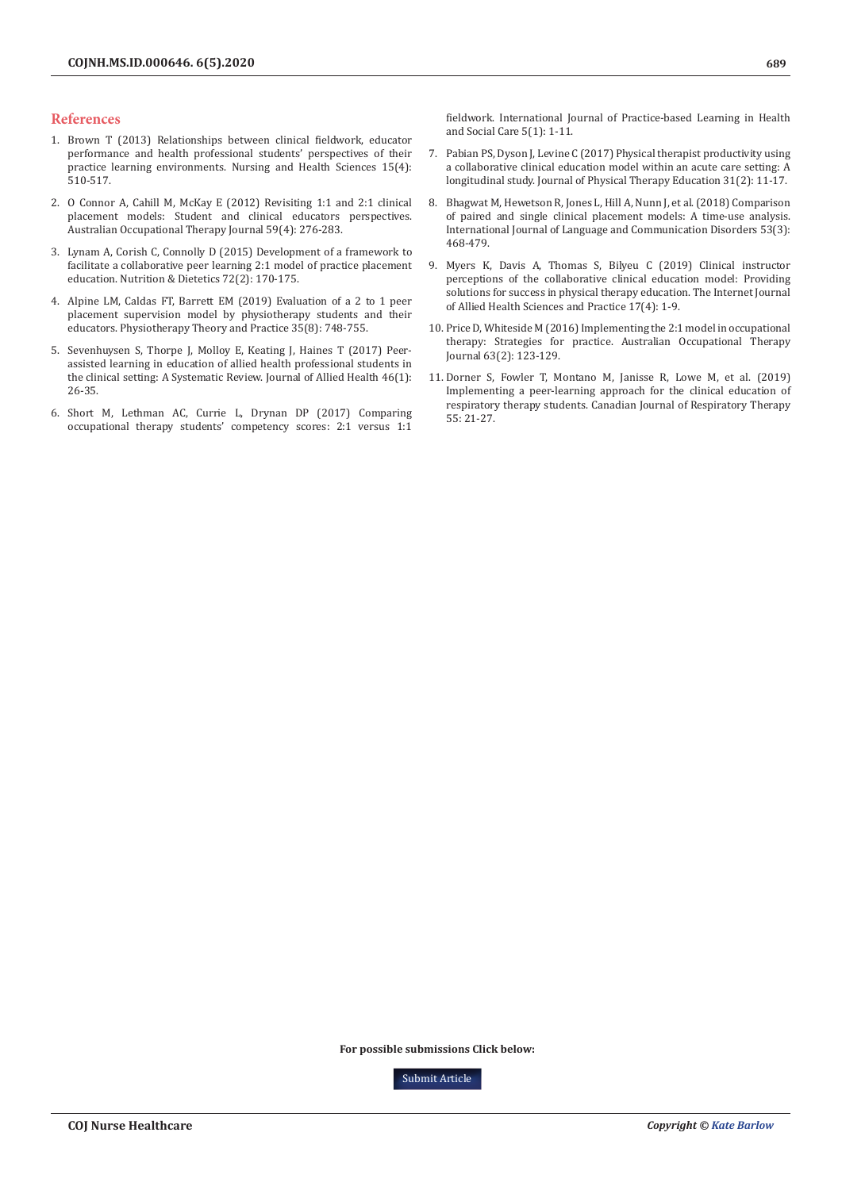## References

1. Brown T (2013) Relationships between clinical fieldwork, educator performance and health professional students' perspectives of their practice learning environments. Nursing and Health Sciences 15(4): 510-517.
2. O Connor A, Cahill M, McKay E (2012) Revisiting 1:1 and 2:1 clinical placement models: Student and clinical educators perspectives. Australian Occupational Therapy Journal 59(4): 276-283.
3. Lynam A, Corish C, Connolly D (2015) Development of a framework to facilitate a collaborative peer learning 2:1 model of practice placement education. Nutrition & Dietetics 72(2): 170-175.
4. Alpine LM, Caldas FT, Barrett EM (2019) Evaluation of a 2 to 1 peer placement supervision model by physiotherapy students and their educators. Physiotherapy Theory and Practice 35(8): 748-755.
5. Sevenhuysen S, Thorpe J, Molloy E, Keating J, Haines T (2017) Peer-assisted learning in education of allied health professional students in the clinical setting: A Systematic Review. Journal of Allied Health 46(1): 26-35.
6. Short M, Lethman AC, Currie L, Drynan DP (2017) Comparing occupational therapy students' competency scores: 2:1 versus 1:1 fieldwork. International Journal of Practice-based Learning in Health and Social Care 5(1): 1-11.
7. Pabian PS, Dyson J, Levine C (2017) Physical therapist productivity using a collaborative clinical education model within an acute care setting: A longitudinal study. Journal of Physical Therapy Education 31(2): 11-17.
8. Bhagwat M, Hewetson R, Jones L, Hill A, Nunn J, et al. (2018) Comparison of paired and single clinical placement models: A time-use analysis. International Journal of Language and Communication Disorders 53(3): 468-479.
9. Myers K, Davis A, Thomas S, Bilyeu C (2019) Clinical instructor perceptions of the collaborative clinical education model: Providing solutions for success in physical therapy education. The Internet Journal of Allied Health Sciences and Practice 17(4): 1-9.
10. Price D, Whiteside M (2016) Implementing the 2:1 model in occupational therapy: Strategies for practice. Australian Occupational Therapy Journal 63(2): 123-129.
11. Dorner S, Fowler T, Montano M, Janisse R, Lowe M, et al. (2019) Implementing a peer-learning approach for the clinical education of respiratory therapy students. Canadian Journal of Respiratory Therapy 55: 21-27.

**For possible submissions Click below:**

Submit Article